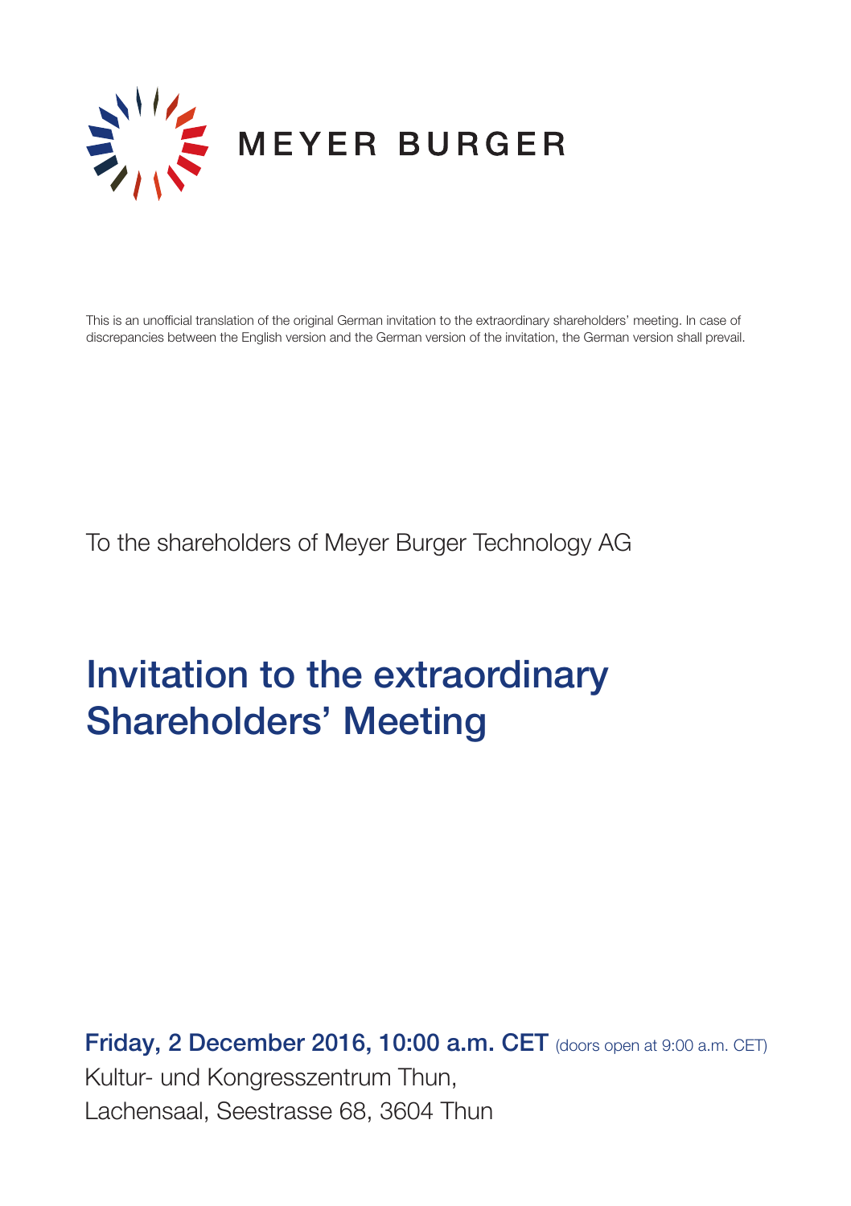MEYER BURGER

This is an unofficial translation of the original German invitation to the extraordinary shareholders' meeting. In case of discrepancies between the English version and the German version of the invitation, the German version shall prevail.

To the shareholders of Meyer Burger Technology AG

# Invitation to the extraordinary Shareholders' Meeting

**Friday, 2 December 2016, 10:00 a.m. CET** (doors open at 9:00 a.m. CET)

Kultur- und Kongresszentrum Thun,
Lachensaal, Seestrasse 68, 3604 Thun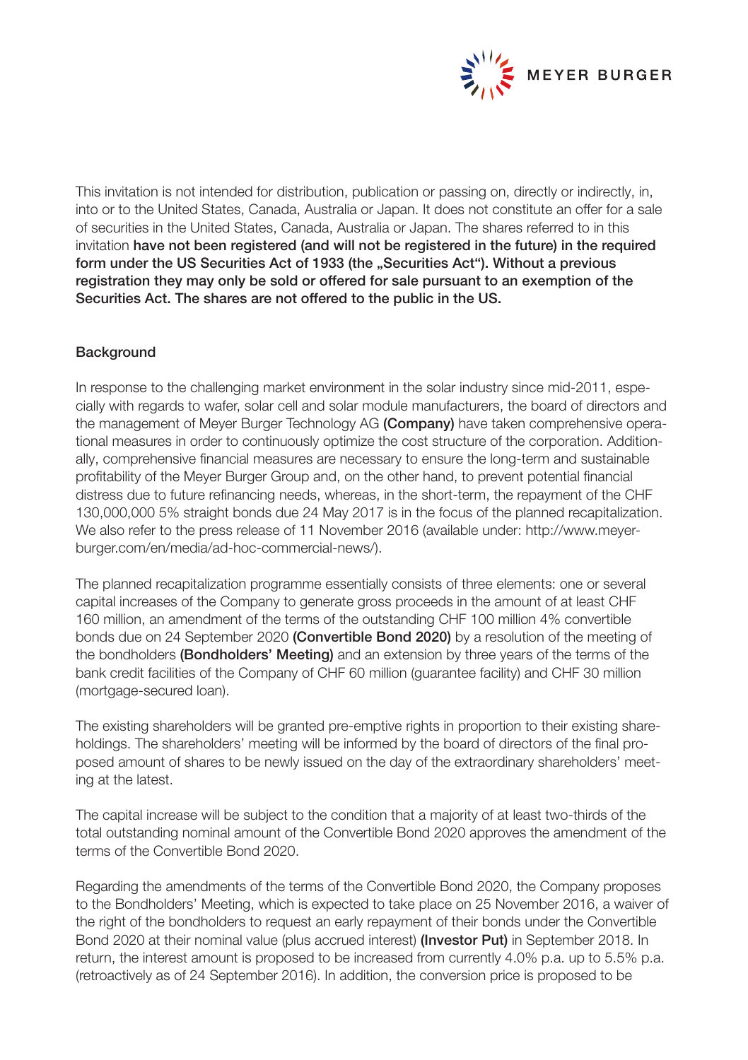This invitation is not intended for distribution, publication or passing on, directly or indirectly, in, into or to the United States, Canada, Australia or Japan. It does not constitute an offer for a sale of securities in the United States, Canada, Australia or Japan. The shares referred to in this invitation **have not been registered (and will not be registered in the future) in the required form under the US Securities Act of 1933 (the „Securities Act"). Without a previous registration they may only be sold or offered for sale pursuant to an exemption of the Securities Act. The shares are not offered to the public in the US.**

## Background

In response to the challenging market environment in the solar industry since mid-2011, especially with regards to wafer, solar cell and solar module manufacturers, the board of directors and the management of Meyer Burger Technology AG **(Company)** have taken comprehensive operational measures in order to continuously optimize the cost structure of the corporation. Additionally, comprehensive financial measures are necessary to ensure the long-term and sustainable profitability of the Meyer Burger Group and, on the other hand, to prevent potential financial distress due to future refinancing needs, whereas, in the short-term, the repayment of the CHF 130,000,000 5% straight bonds due 24 May 2017 is in the focus of the planned recapitalization. We also refer to the press release of 11 November 2016 (available under: http://www.meyerburger.com/en/media/ad-hoc-commercial-news/).

The planned recapitalization programme essentially consists of three elements: one or several capital increases of the Company to generate gross proceeds in the amount of at least CHF 160 million, an amendment of the terms of the outstanding CHF 100 million 4% convertible bonds due on 24 September 2020 **(Convertible Bond 2020)** by a resolution of the meeting of the bondholders **(Bondholders' Meeting)** and an extension by three years of the terms of the bank credit facilities of the Company of CHF 60 million (guarantee facility) and CHF 30 million (mortgage-secured loan).

The existing shareholders will be granted pre-emptive rights in proportion to their existing shareholdings. The shareholders' meeting will be informed by the board of directors of the final proposed amount of shares to be newly issued on the day of the extraordinary shareholders' meeting at the latest.

The capital increase will be subject to the condition that a majority of at least two-thirds of the total outstanding nominal amount of the Convertible Bond 2020 approves the amendment of the terms of the Convertible Bond 2020.

Regarding the amendments of the terms of the Convertible Bond 2020, the Company proposes to the Bondholders' Meeting, which is expected to take place on 25 November 2016, a waiver of the right of the bondholders to request an early repayment of their bonds under the Convertible Bond 2020 at their nominal value (plus accrued interest) **(Investor Put)** in September 2018. In return, the interest amount is proposed to be increased from currently 4.0% p.a. up to 5.5% p.a. (retroactively as of 24 September 2016). In addition, the conversion price is proposed to be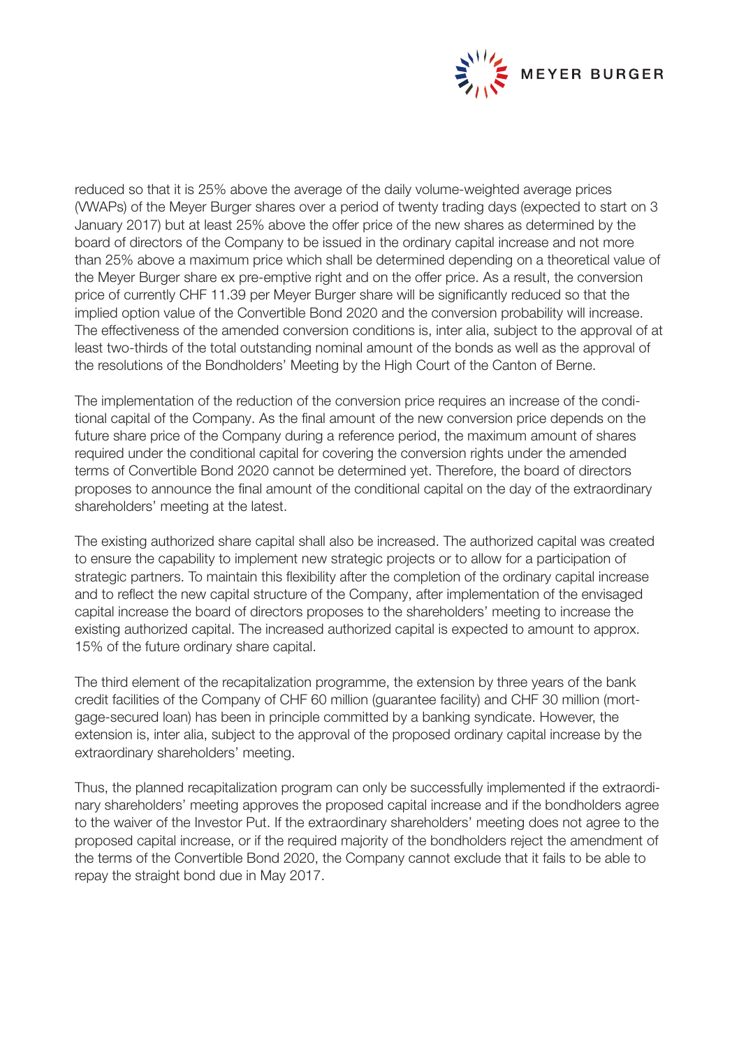reduced so that it is 25% above the average of the daily volume-weighted average prices (VWAPs) of the Meyer Burger shares over a period of twenty trading days (expected to start on 3 January 2017) but at least 25% above the offer price of the new shares as determined by the board of directors of the Company to be issued in the ordinary capital increase and not more than 25% above a maximum price which shall be determined depending on a theoretical value of the Meyer Burger share ex pre-emptive right and on the offer price. As a result, the conversion price of currently CHF 11.39 per Meyer Burger share will be significantly reduced so that the implied option value of the Convertible Bond 2020 and the conversion probability will increase. The effectiveness of the amended conversion conditions is, inter alia, subject to the approval of at least two-thirds of the total outstanding nominal amount of the bonds as well as the approval of the resolutions of the Bondholders' Meeting by the High Court of the Canton of Berne.

The implementation of the reduction of the conversion price requires an increase of the conditional capital of the Company. As the final amount of the new conversion price depends on the future share price of the Company during a reference period, the maximum amount of shares required under the conditional capital for covering the conversion rights under the amended terms of Convertible Bond 2020 cannot be determined yet. Therefore, the board of directors proposes to announce the final amount of the conditional capital on the day of the extraordinary shareholders' meeting at the latest.

The existing authorized share capital shall also be increased. The authorized capital was created to ensure the capability to implement new strategic projects or to allow for a participation of strategic partners. To maintain this flexibility after the completion of the ordinary capital increase and to reflect the new capital structure of the Company, after implementation of the envisaged capital increase the board of directors proposes to the shareholders' meeting to increase the existing authorized capital. The increased authorized capital is expected to amount to approx. 15% of the future ordinary share capital.

The third element of the recapitalization programme, the extension by three years of the bank credit facilities of the Company of CHF 60 million (guarantee facility) and CHF 30 million (mortgage-secured loan) has been in principle committed by a banking syndicate. However, the extension is, inter alia, subject to the approval of the proposed ordinary capital increase by the extraordinary shareholders' meeting.

Thus, the planned recapitalization program can only be successfully implemented if the extraordinary shareholders' meeting approves the proposed capital increase and if the bondholders agree to the waiver of the Investor Put. If the extraordinary shareholders' meeting does not agree to the proposed capital increase, or if the required majority of the bondholders reject the amendment of the terms of the Convertible Bond 2020, the Company cannot exclude that it fails to be able to repay the straight bond due in May 2017.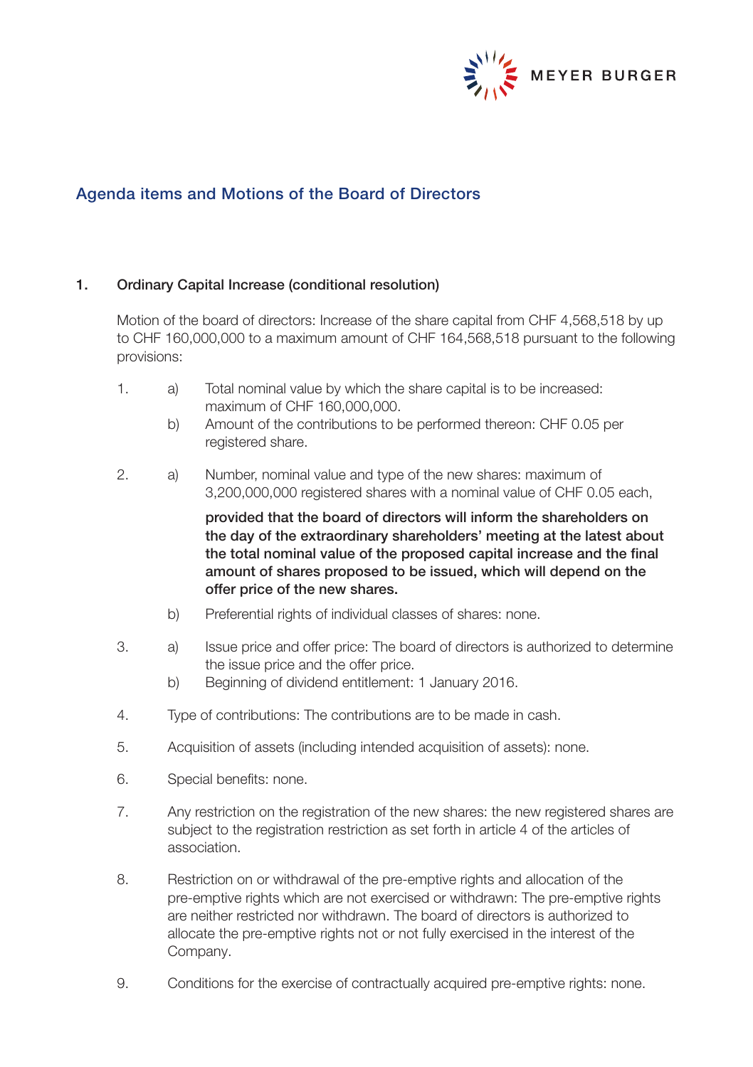## Agenda items and Motions of the Board of Directors

### 1. Ordinary Capital Increase (conditional resolution)

Motion of the board of directors: Increase of the share capital from CHF 4,568,518 by up to CHF 160,000,000 to a maximum amount of CHF 164,568,518 pursuant to the following provisions:

1. a) Total nominal value by which the share capital is to be increased: maximum of CHF 160,000,000.
   b) Amount of the contributions to be performed thereon: CHF 0.05 per registered share.

2. a) Number, nominal value and type of the new shares: maximum of 3,200,000,000 registered shares with a nominal value of CHF 0.05 each,

   **provided that the board of directors will inform the shareholders on the day of the extraordinary shareholders' meeting at the latest about the total nominal value of the proposed capital increase and the final amount of shares proposed to be issued, which will depend on the offer price of the new shares.**

   b) Preferential rights of individual classes of shares: none.

3. a) Issue price and offer price: The board of directors is authorized to determine the issue price and the offer price.
   b) Beginning of dividend entitlement: 1 January 2016.

4. Type of contributions: The contributions are to be made in cash.

5. Acquisition of assets (including intended acquisition of assets): none.

6. Special benefits: none.

7. Any restriction on the registration of the new shares: the new registered shares are subject to the registration restriction as set forth in article 4 of the articles of association.

8. Restriction on or withdrawal of the pre-emptive rights and allocation of the pre-emptive rights which are not exercised or withdrawn: The pre-emptive rights are neither restricted nor withdrawn. The board of directors is authorized to allocate the pre-emptive rights not or not fully exercised in the interest of the Company.

9. Conditions for the exercise of contractually acquired pre-emptive rights: none.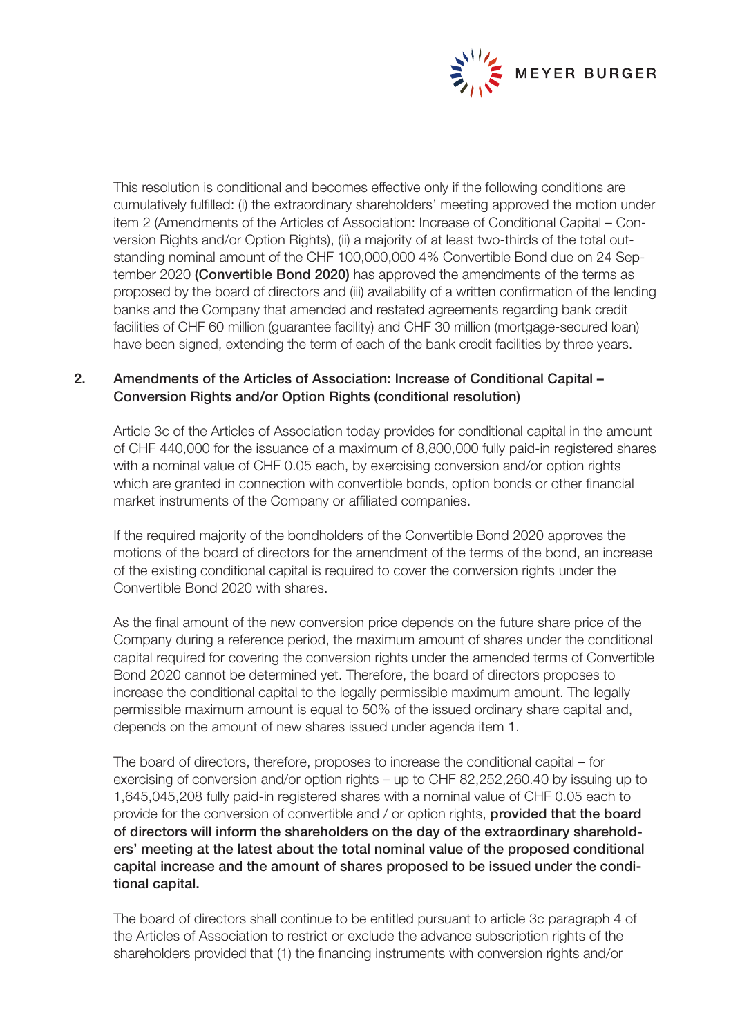This resolution is conditional and becomes effective only if the following conditions are cumulatively fulfilled: (i) the extraordinary shareholders' meeting approved the motion under item 2 (Amendments of the Articles of Association: Increase of Conditional Capital – Conversion Rights and/or Option Rights), (ii) a majority of at least two-thirds of the total outstanding nominal amount of the CHF 100,000,000 4% Convertible Bond due on 24 September 2020 **(Convertible Bond 2020)** has approved the amendments of the terms as proposed by the board of directors and (iii) availability of a written confirmation of the lending banks and the Company that amended and restated agreements regarding bank credit facilities of CHF 60 million (guarantee facility) and CHF 30 million (mortgage-secured loan) have been signed, extending the term of each of the bank credit facilities by three years.

## 2. Amendments of the Articles of Association: Increase of Conditional Capital – Conversion Rights and/or Option Rights (conditional resolution)

Article 3c of the Articles of Association today provides for conditional capital in the amount of CHF 440,000 for the issuance of a maximum of 8,800,000 fully paid-in registered shares with a nominal value of CHF 0.05 each, by exercising conversion and/or option rights which are granted in connection with convertible bonds, option bonds or other financial market instruments of the Company or affiliated companies.

If the required majority of the bondholders of the Convertible Bond 2020 approves the motions of the board of directors for the amendment of the terms of the bond, an increase of the existing conditional capital is required to cover the conversion rights under the Convertible Bond 2020 with shares.

As the final amount of the new conversion price depends on the future share price of the Company during a reference period, the maximum amount of shares under the conditional capital required for covering the conversion rights under the amended terms of Convertible Bond 2020 cannot be determined yet. Therefore, the board of directors proposes to increase the conditional capital to the legally permissible maximum amount. The legally permissible maximum amount is equal to 50% of the issued ordinary share capital and, depends on the amount of new shares issued under agenda item 1.

The board of directors, therefore, proposes to increase the conditional capital – for exercising of conversion and/or option rights – up to CHF 82,252,260.40 by issuing up to 1,645,045,208 fully paid-in registered shares with a nominal value of CHF 0.05 each to provide for the conversion of convertible and / or option rights, **provided that the board of directors will inform the shareholders on the day of the extraordinary shareholders' meeting at the latest about the total nominal value of the proposed conditional capital increase and the amount of shares proposed to be issued under the conditional capital.**

The board of directors shall continue to be entitled pursuant to article 3c paragraph 4 of the Articles of Association to restrict or exclude the advance subscription rights of the shareholders provided that (1) the financing instruments with conversion rights and/or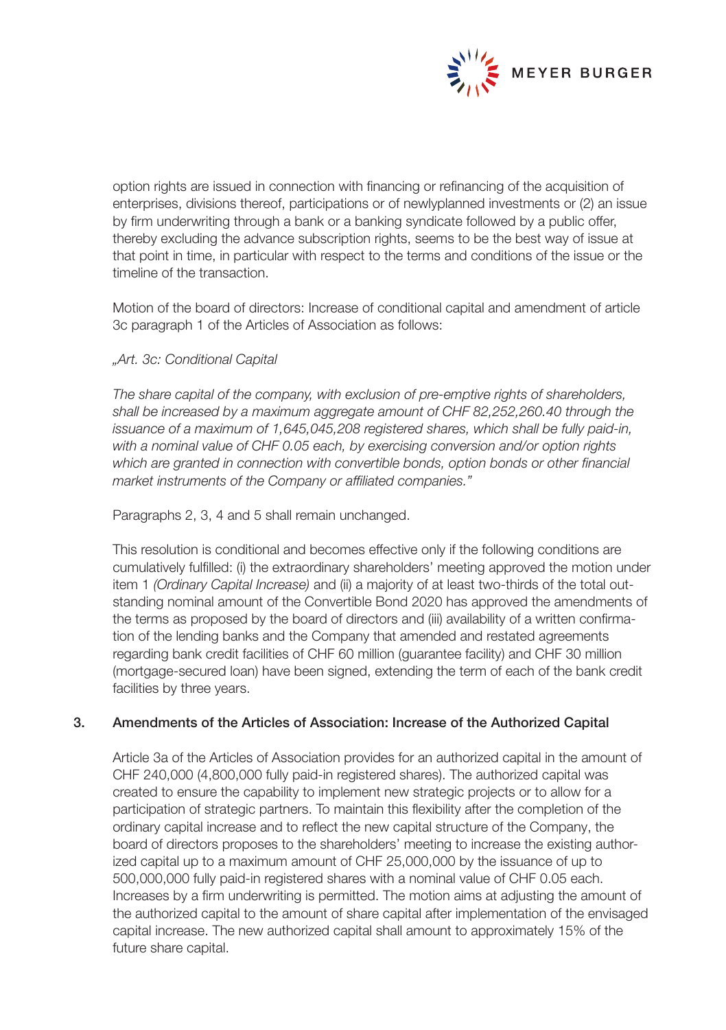option rights are issued in connection with financing or refinancing of the acquisition of enterprises, divisions thereof, participations or of newlyplanned investments or (2) an issue by firm underwriting through a bank or a banking syndicate followed by a public offer, thereby excluding the advance subscription rights, seems to be the best way of issue at that point in time, in particular with respect to the terms and conditions of the issue or the timeline of the transaction.

Motion of the board of directors: Increase of conditional capital and amendment of article 3c paragraph 1 of the Articles of Association as follows:

*„Art. 3c: Conditional Capital*

*The share capital of the company, with exclusion of pre-emptive rights of shareholders, shall be increased by a maximum aggregate amount of CHF 82,252,260.40 through the issuance of a maximum of 1,645,045,208 registered shares, which shall be fully paid-in, with a nominal value of CHF 0.05 each, by exercising conversion and/or option rights which are granted in connection with convertible bonds, option bonds or other financial market instruments of the Company or affiliated companies."*

Paragraphs 2, 3, 4 and 5 shall remain unchanged.

This resolution is conditional and becomes effective only if the following conditions are cumulatively fulfilled: (i) the extraordinary shareholders' meeting approved the motion under item 1 *(Ordinary Capital Increase)* and (ii) a majority of at least two-thirds of the total outstanding nominal amount of the Convertible Bond 2020 has approved the amendments of the terms as proposed by the board of directors and (iii) availability of a written confirmation of the lending banks and the Company that amended and restated agreements regarding bank credit facilities of CHF 60 million (guarantee facility) and CHF 30 million (mortgage-secured loan) have been signed, extending the term of each of the bank credit facilities by three years.

## 3. Amendments of the Articles of Association: Increase of the Authorized Capital

Article 3a of the Articles of Association provides for an authorized capital in the amount of CHF 240,000 (4,800,000 fully paid-in registered shares). The authorized capital was created to ensure the capability to implement new strategic projects or to allow for a participation of strategic partners. To maintain this flexibility after the completion of the ordinary capital increase and to reflect the new capital structure of the Company, the board of directors proposes to the shareholders' meeting to increase the existing authorized capital up to a maximum amount of CHF 25,000,000 by the issuance of up to 500,000,000 fully paid-in registered shares with a nominal value of CHF 0.05 each. Increases by a firm underwriting is permitted. The motion aims at adjusting the amount of the authorized capital to the amount of share capital after implementation of the envisaged capital increase. The new authorized capital shall amount to approximately 15% of the future share capital.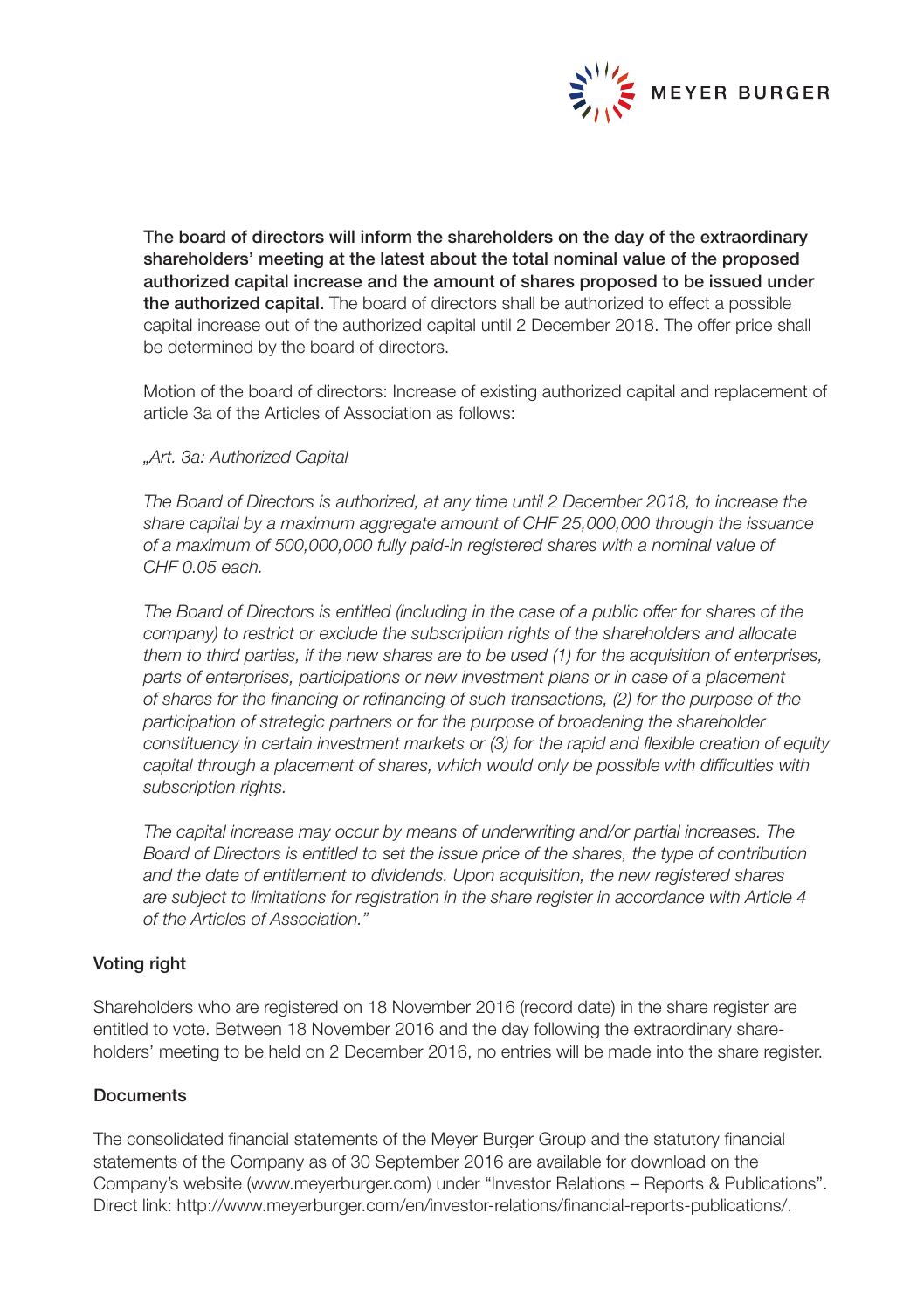**The board of directors will inform the shareholders on the day of the extraordinary shareholders' meeting at the latest about the total nominal value of the proposed authorized capital increase and the amount of shares proposed to be issued under the authorized capital.** The board of directors shall be authorized to effect a possible capital increase out of the authorized capital until 2 December 2018. The offer price shall be determined by the board of directors.

Motion of the board of directors: Increase of existing authorized capital and replacement of article 3a of the Articles of Association as follows:

*„Art. 3a: Authorized Capital*

*The Board of Directors is authorized, at any time until 2 December 2018, to increase the share capital by a maximum aggregate amount of CHF 25,000,000 through the issuance of a maximum of 500,000,000 fully paid-in registered shares with a nominal value of CHF 0.05 each.*

*The Board of Directors is entitled (including in the case of a public offer for shares of the company) to restrict or exclude the subscription rights of the shareholders and allocate them to third parties, if the new shares are to be used (1) for the acquisition of enterprises, parts of enterprises, participations or new investment plans or in case of a placement of shares for the financing or refinancing of such transactions, (2) for the purpose of the participation of strategic partners or for the purpose of broadening the shareholder constituency in certain investment markets or (3) for the rapid and flexible creation of equity capital through a placement of shares, which would only be possible with difficulties with subscription rights.*

*The capital increase may occur by means of underwriting and/or partial increases. The Board of Directors is entitled to set the issue price of the shares, the type of contribution and the date of entitlement to dividends. Upon acquisition, the new registered shares are subject to limitations for registration in the share register in accordance with Article 4 of the Articles of Association."*

## Voting right

Shareholders who are registered on 18 November 2016 (record date) in the share register are entitled to vote. Between 18 November 2016 and the day following the extraordinary shareholders' meeting to be held on 2 December 2016, no entries will be made into the share register.

## Documents

The consolidated financial statements of the Meyer Burger Group and the statutory financial statements of the Company as of 30 September 2016 are available for download on the Company's website (www.meyerburger.com) under "Investor Relations – Reports & Publications". Direct link: http://www.meyerburger.com/en/investor-relations/financial-reports-publications/.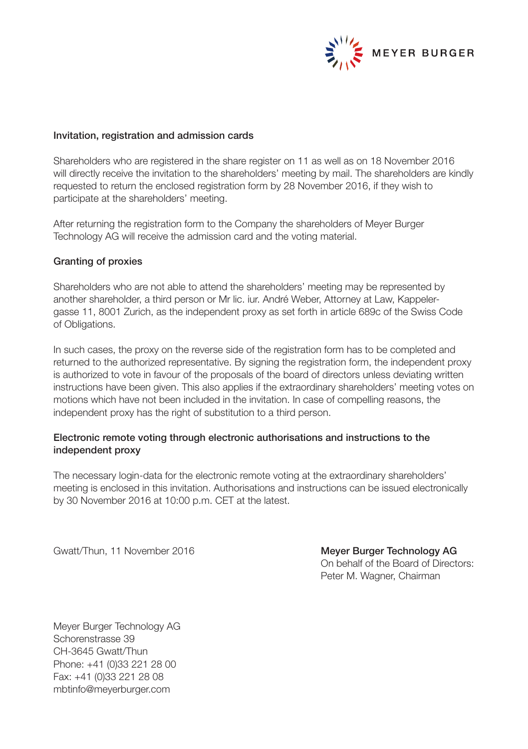### Invitation, registration and admission cards

Shareholders who are registered in the share register on 11 as well as on 18 November 2016 will directly receive the invitation to the shareholders' meeting by mail. The shareholders are kindly requested to return the enclosed registration form by 28 November 2016, if they wish to participate at the shareholders' meeting.

After returning the registration form to the Company the shareholders of Meyer Burger Technology AG will receive the admission card and the voting material.

### Granting of proxies

Shareholders who are not able to attend the shareholders' meeting may be represented by another shareholder, a third person or Mr lic. iur. André Weber, Attorney at Law, Kappelergasse 11, 8001 Zurich, as the independent proxy as set forth in article 689c of the Swiss Code of Obligations.

In such cases, the proxy on the reverse side of the registration form has to be completed and returned to the authorized representative. By signing the registration form, the independent proxy is authorized to vote in favour of the proposals of the board of directors unless deviating written instructions have been given. This also applies if the extraordinary shareholders' meeting votes on motions which have not been included in the invitation. In case of compelling reasons, the independent proxy has the right of substitution to a third person.

### Electronic remote voting through electronic authorisations and instructions to the independent proxy

The necessary login-data for the electronic remote voting at the extraordinary shareholders' meeting is enclosed in this invitation. Authorisations and instructions can be issued electronically by 30 November 2016 at 10:00 p.m. CET at the latest.

Gwatt/Thun, 11 November 2016

**Meyer Burger Technology AG**
On behalf of the Board of Directors:
Peter M. Wagner, Chairman

Meyer Burger Technology AG
Schorenstrasse 39
CH-3645 Gwatt/Thun
Phone: +41 (0)33 221 28 00
Fax: +41 (0)33 221 28 08
mbtinfo@meyerburger.com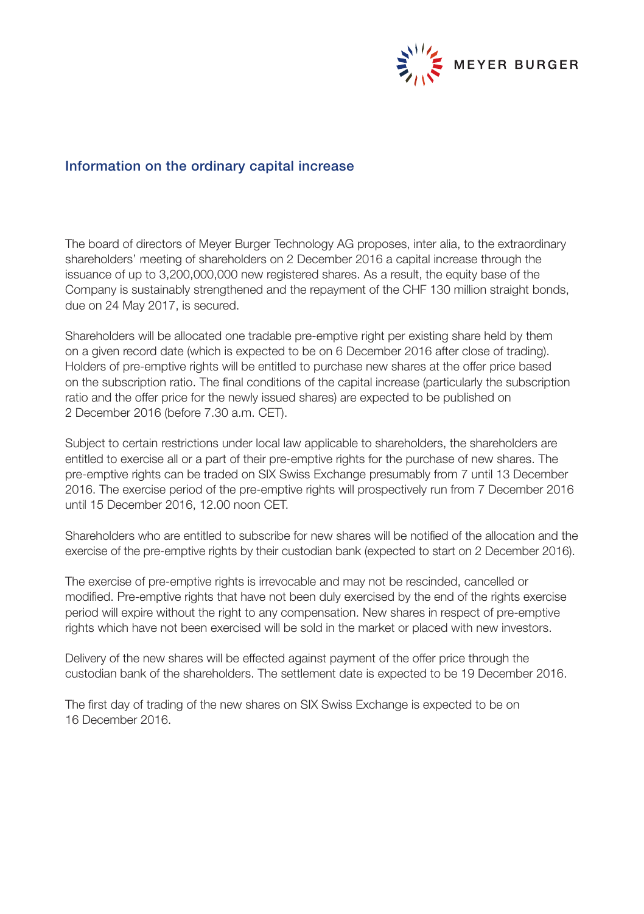## Information on the ordinary capital increase

The board of directors of Meyer Burger Technology AG proposes, inter alia, to the extraordinary shareholders' meeting of shareholders on 2 December 2016 a capital increase through the issuance of up to 3,200,000,000 new registered shares. As a result, the equity base of the Company is sustainably strengthened and the repayment of the CHF 130 million straight bonds, due on 24 May 2017, is secured.

Shareholders will be allocated one tradable pre-emptive right per existing share held by them on a given record date (which is expected to be on 6 December 2016 after close of trading). Holders of pre-emptive rights will be entitled to purchase new shares at the offer price based on the subscription ratio. The final conditions of the capital increase (particularly the subscription ratio and the offer price for the newly issued shares) are expected to be published on 2 December 2016 (before 7.30 a.m. CET).

Subject to certain restrictions under local law applicable to shareholders, the shareholders are entitled to exercise all or a part of their pre-emptive rights for the purchase of new shares. The pre-emptive rights can be traded on SIX Swiss Exchange presumably from 7 until 13 December 2016. The exercise period of the pre-emptive rights will prospectively run from 7 December 2016 until 15 December 2016, 12.00 noon CET.

Shareholders who are entitled to subscribe for new shares will be notified of the allocation and the exercise of the pre-emptive rights by their custodian bank (expected to start on 2 December 2016).

The exercise of pre-emptive rights is irrevocable and may not be rescinded, cancelled or modified. Pre-emptive rights that have not been duly exercised by the end of the rights exercise period will expire without the right to any compensation. New shares in respect of pre-emptive rights which have not been exercised will be sold in the market or placed with new investors.

Delivery of the new shares will be effected against payment of the offer price through the custodian bank of the shareholders. The settlement date is expected to be 19 December 2016.

The first day of trading of the new shares on SIX Swiss Exchange is expected to be on 16 December 2016.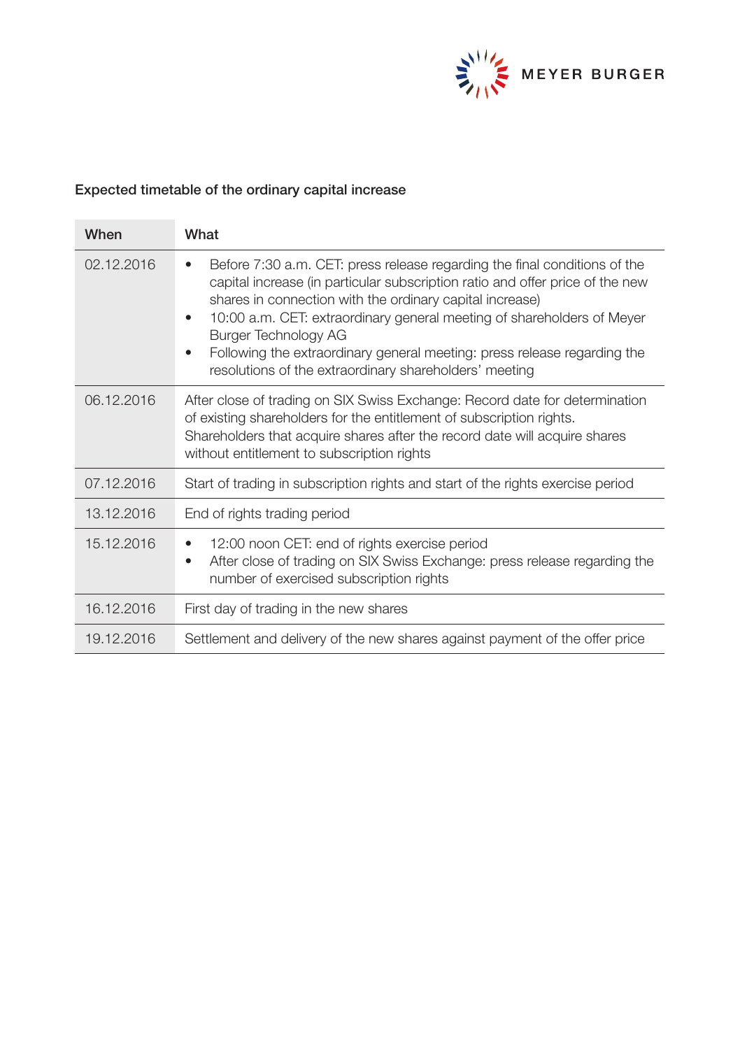### Expected timetable of the ordinary capital increase

| When | What |
|---|---|
| 02.12.2016 | • Before 7:30 a.m. CET: press release regarding the final conditions of the capital increase (in particular subscription ratio and offer price of the new shares in connection with the ordinary capital increase)<br>• 10:00 a.m. CET: extraordinary general meeting of shareholders of Meyer Burger Technology AG<br>• Following the extraordinary general meeting: press release regarding the resolutions of the extraordinary shareholders' meeting |
| 06.12.2016 | After close of trading on SIX Swiss Exchange: Record date for determination of existing shareholders for the entitlement of subscription rights. Shareholders that acquire shares after the record date will acquire shares without entitlement to subscription rights |
| 07.12.2016 | Start of trading in subscription rights and start of the rights exercise period |
| 13.12.2016 | End of rights trading period |
| 15.12.2016 | • 12:00 noon CET: end of rights exercise period<br>• After close of trading on SIX Swiss Exchange: press release regarding the number of exercised subscription rights |
| 16.12.2016 | First day of trading in the new shares |
| 19.12.2016 | Settlement and delivery of the new shares against payment of the offer price |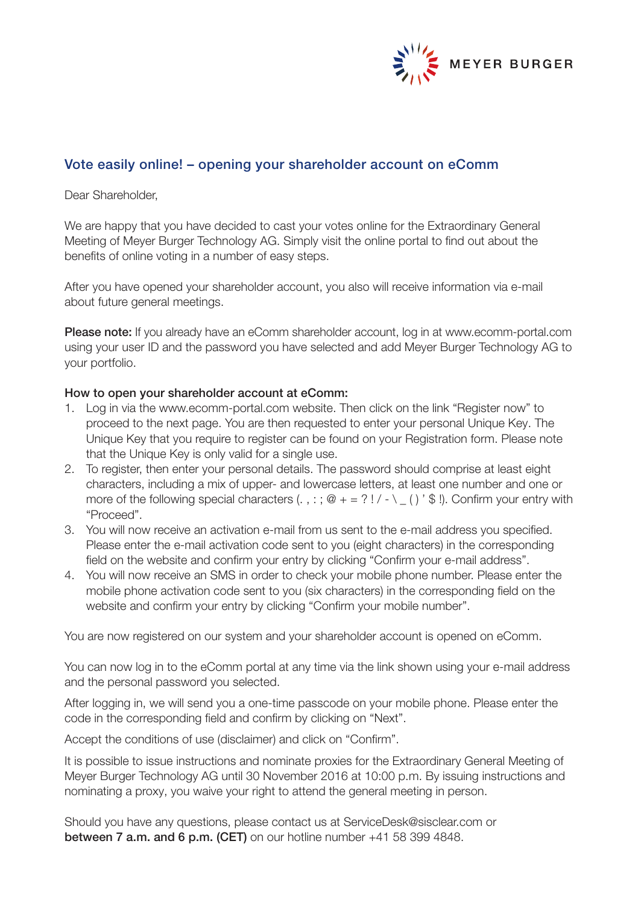MEYER BURGER

## Vote easily online! – opening your shareholder account on eComm

Dear Shareholder,

We are happy that you have decided to cast your votes online for the Extraordinary General Meeting of Meyer Burger Technology AG. Simply visit the online portal to find out about the benefits of online voting in a number of easy steps.

After you have opened your shareholder account, you also will receive information via e-mail about future general meetings.

**Please note:** If you already have an eComm shareholder account, log in at www.ecomm-portal.com using your user ID and the password you have selected and add Meyer Burger Technology AG to your portfolio.

**How to open your shareholder account at eComm:**

1. Log in via the www.ecomm-portal.com website. Then click on the link "Register now" to proceed to the next page. You are then requested to enter your personal Unique Key. The Unique Key that you require to register can be found on your Registration form. Please note that the Unique Key is only valid for a single use.
2. To register, then enter your personal details. The password should comprise at least eight characters, including a mix of upper- and lowercase letters, at least one number and one or more of the following special characters (. , : ; @ + = ? ! / - \ _ ( ) ' $ !). Confirm your entry with "Proceed".
3. You will now receive an activation e-mail from us sent to the e-mail address you specified. Please enter the e-mail activation code sent to you (eight characters) in the corresponding field on the website and confirm your entry by clicking "Confirm your e-mail address".
4. You will now receive an SMS in order to check your mobile phone number. Please enter the mobile phone activation code sent to you (six characters) in the corresponding field on the website and confirm your entry by clicking "Confirm your mobile number".

You are now registered on our system and your shareholder account is opened on eComm.

You can now log in to the eComm portal at any time via the link shown using your e-mail address and the personal password you selected.

After logging in, we will send you a one-time passcode on your mobile phone. Please enter the code in the corresponding field and confirm by clicking on "Next".

Accept the conditions of use (disclaimer) and click on "Confirm".

It is possible to issue instructions and nominate proxies for the Extraordinary General Meeting of Meyer Burger Technology AG until 30 November 2016 at 10:00 p.m. By issuing instructions and nominating a proxy, you waive your right to attend the general meeting in person.

Should you have any questions, please contact us at ServiceDesk@sisclear.com or **between 7 a.m. and 6 p.m. (CET)** on our hotline number +41 58 399 4848.